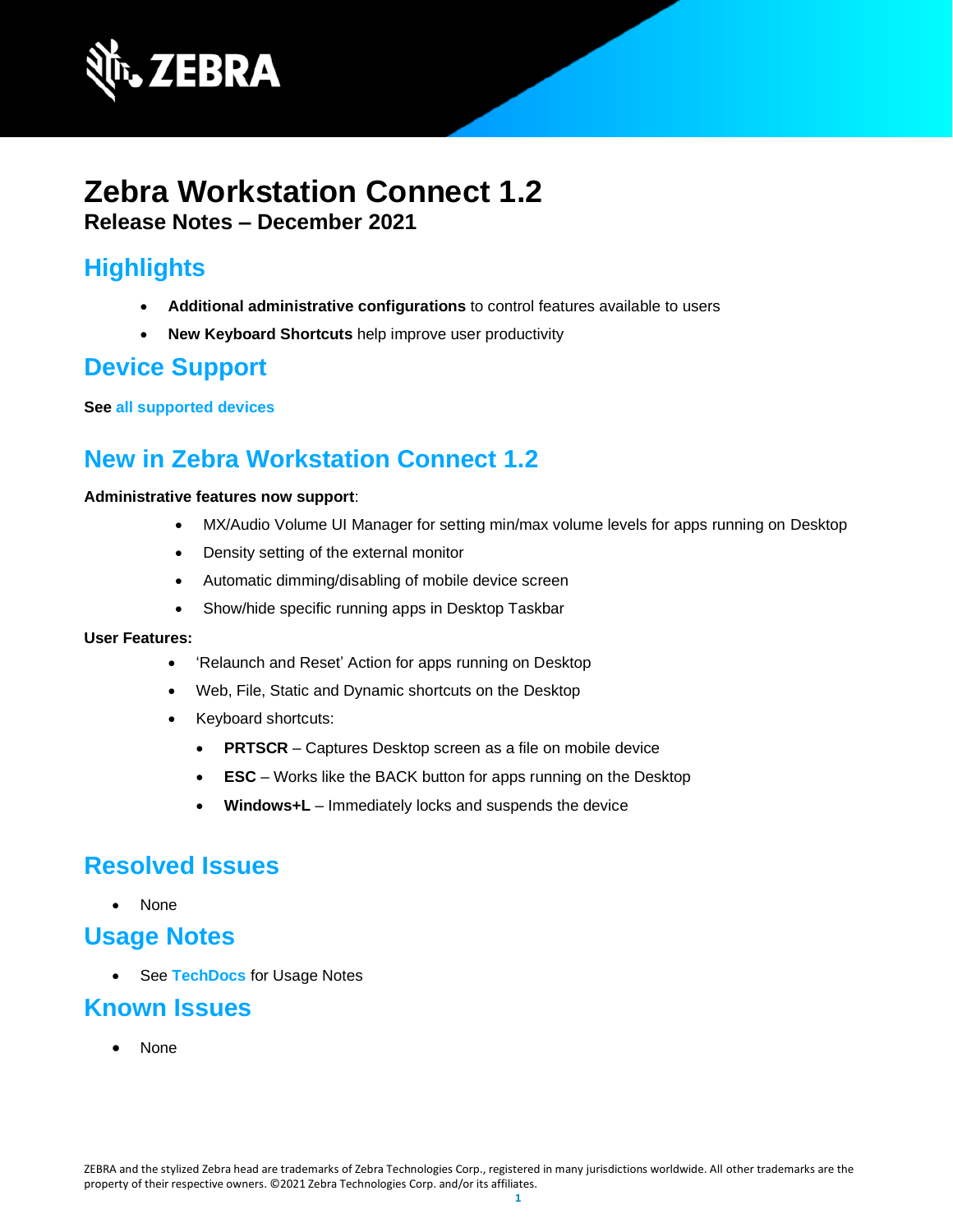# Zebra Workstation Connect 1.2

**Release Notes – December 2021**

## Highlights

- **Additional administrative configurations** to control features available to users
- **New Keyboard Shortcuts** help improve user productivity

## Device Support

**See all supported devices**

## New in Zebra Workstation Connect 1.2

**Administrative features now support**:

- MX/Audio Volume UI Manager for setting min/max volume levels for apps running on Desktop
- Density setting of the external monitor
- Automatic dimming/disabling of mobile device screen
- Show/hide specific running apps in Desktop Taskbar

**User Features:**

- 'Relaunch and Reset' Action for apps running on Desktop
- Web, File, Static and Dynamic shortcuts on the Desktop
- Keyboard shortcuts:
  - **PRTSCR** – Captures Desktop screen as a file on mobile device
  - **ESC** – Works like the BACK button for apps running on the Desktop
  - **Windows+L** – Immediately locks and suspends the device

## Resolved Issues

- None

## Usage Notes

- See **TechDocs** for Usage Notes

## Known Issues

- None

ZEBRA and the stylized Zebra head are trademarks of Zebra Technologies Corp., registered in many jurisdictions worldwide. All other trademarks are the property of their respective owners. ©2021 Zebra Technologies Corp. and/or its affiliates.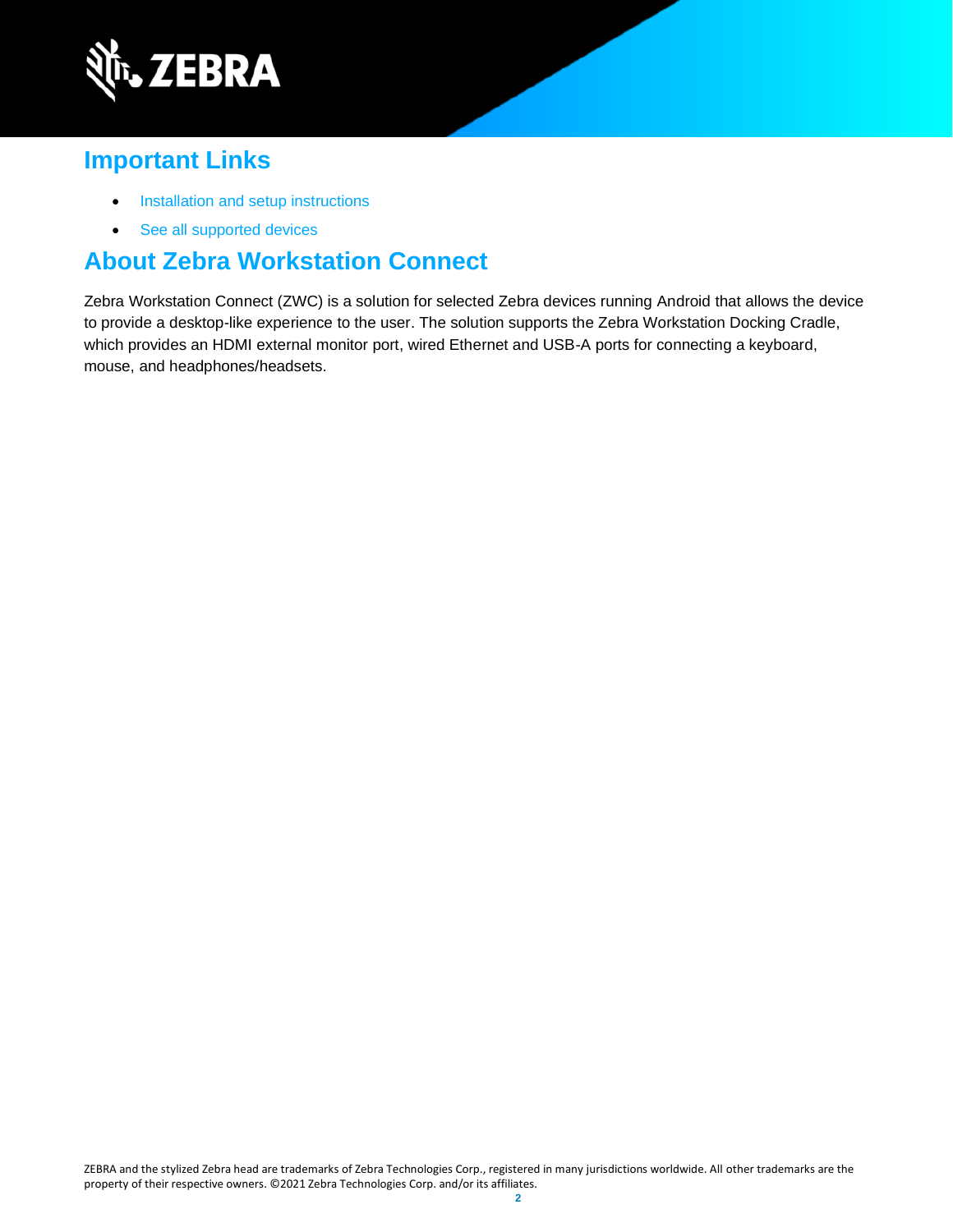## Important Links

- Installation and setup instructions
- See all supported devices

## About Zebra Workstation Connect

Zebra Workstation Connect (ZWC) is a solution for selected Zebra devices running Android that allows the device to provide a desktop-like experience to the user. The solution supports the Zebra Workstation Docking Cradle, which provides an HDMI external monitor port, wired Ethernet and USB-A ports for connecting a keyboard, mouse, and headphones/headsets.